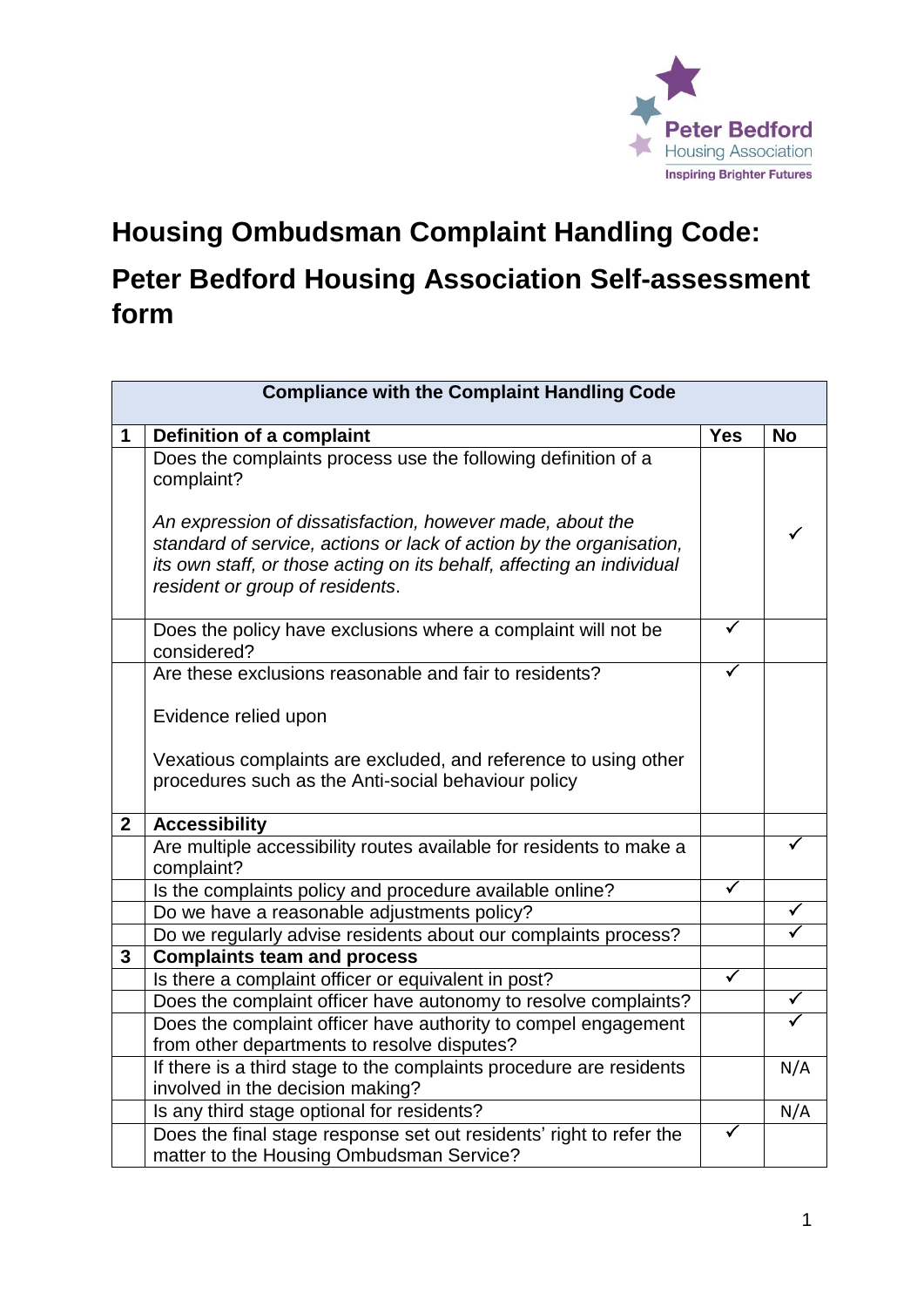Peter Bedford Housing Association
Inspiring Brighter Futures

# Housing Ombudsman Complaint Handling Code:

# Peter Bedford Housing Association Self-assessment form

| | Compliance with the Complaint Handling Code | | |
|---|---|---|---|
| **1** | **Definition of a complaint** | **Yes** | **No** |
| | Does the complaints process use the following definition of a complaint?<br><br>*An expression of dissatisfaction, however made, about the standard of service, actions or lack of action by the organisation, its own staff, or those acting on its behalf, affecting an individual resident or group of residents*. | | ✓ |
| | Does the policy have exclusions where a complaint will not be considered? | ✓ | |
| | Are these exclusions reasonable and fair to residents?<br><br>Evidence relied upon<br><br>Vexatious complaints are excluded, and reference to using other procedures such as the Anti-social behaviour policy | ✓ | |
| **2** | **Accessibility** | | |
| | Are multiple accessibility routes available for residents to make a complaint? | | ✓ |
| | Is the complaints policy and procedure available online? | ✓ | |
| | Do we have a reasonable adjustments policy? | | ✓ |
| | Do we regularly advise residents about our complaints process? | | ✓ |
| **3** | **Complaints team and process** | | |
| | Is there a complaint officer or equivalent in post? | ✓ | |
| | Does the complaint officer have autonomy to resolve complaints? | | ✓ |
| | Does the complaint officer have authority to compel engagement from other departments to resolve disputes? | | ✓ |
| | If there is a third stage to the complaints procedure are residents involved in the decision making? | | N/A |
| | Is any third stage optional for residents? | | N/A |
| | Does the final stage response set out residents' right to refer the matter to the Housing Ombudsman Service? | ✓ | |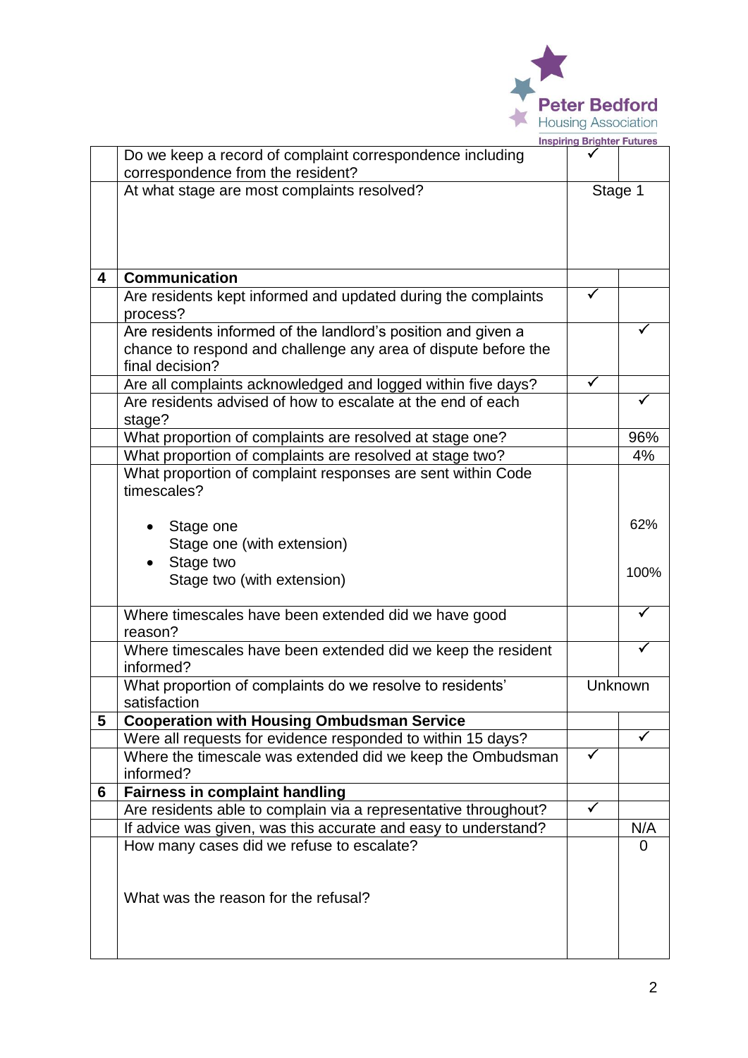| | | | |
|---|---|---|---|
| | Do we keep a record of complaint correspondence including correspondence from the resident? | ✓ | |
| | At what stage are most complaints resolved? | Stage 1 | |
| **4** | **Communication** | | |
| | Are residents kept informed and updated during the complaints process? | ✓ | |
| | Are residents informed of the landlord's position and given a chance to respond and challenge any area of dispute before the final decision? | | ✓ |
| | Are all complaints acknowledged and logged within five days? | ✓ | |
| | Are residents advised of how to escalate at the end of each stage? | | ✓ |
| | What proportion of complaints are resolved at stage one? | | 96% |
| | What proportion of complaints are resolved at stage two? | | 4% |
| | What proportion of complaint responses are sent within Code timescales?<br><br>• Stage one<br>Stage one (with extension)<br>• Stage two<br>Stage two (with extension) | | 62%<br><br>100% |
| | Where timescales have been extended did we have good reason? | | ✓ |
| | Where timescales have been extended did we keep the resident informed? | | ✓ |
| | What proportion of complaints do we resolve to residents' satisfaction | Unknown | |
| **5** | **Cooperation with Housing Ombudsman Service** | | |
| | Were all requests for evidence responded to within 15 days? | | ✓ |
| | Where the timescale was extended did we keep the Ombudsman informed? | ✓ | |
| **6** | **Fairness in complaint handling** | | |
| | Are residents able to complain via a representative throughout? | ✓ | |
| | If advice was given, was this accurate and easy to understand? | | N/A |
| | How many cases did we refuse to escalate?<br><br>What was the reason for the refusal? | | 0 |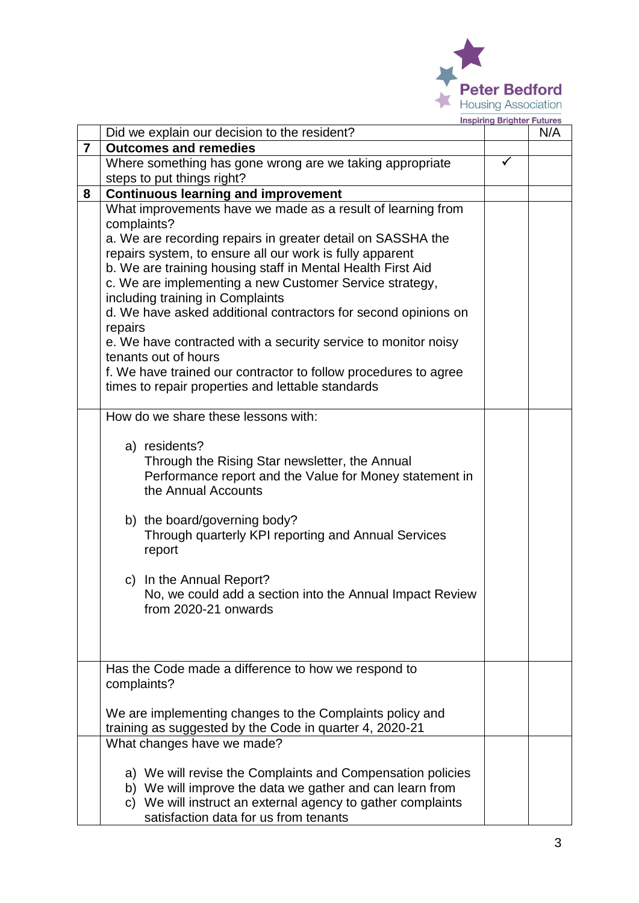| | | | |
|---|---|---|---|
| | Did we explain our decision to the resident? | | N/A |
| **7** | **Outcomes and remedies** | | |
| | Where something has gone wrong are we taking appropriate steps to put things right? | ✓ | |
| **8** | **Continuous learning and improvement** | | |
| | What improvements have we made as a result of learning from complaints?<br>a. We are recording repairs in greater detail on SASSHA the repairs system, to ensure all our work is fully apparent<br>b. We are training housing staff in Mental Health First Aid<br>c. We are implementing a new Customer Service strategy, including training in Complaints<br>d. We have asked additional contractors for second opinions on repairs<br>e. We have contracted with a security service to monitor noisy tenants out of hours<br>f. We have trained our contractor to follow procedures to agree times to repair properties and lettable standards | | |
| | How do we share these lessons with:<br><br>a) residents?<br>Through the Rising Star newsletter, the Annual Performance report and the Value for Money statement in the Annual Accounts<br><br>b) the board/governing body?<br>Through quarterly KPI reporting and Annual Services report<br><br>c) In the Annual Report?<br>No, we could add a section into the Annual Impact Review from 2020-21 onwards | | |
| | Has the Code made a difference to how we respond to complaints?<br><br>We are implementing changes to the Complaints policy and training as suggested by the Code in quarter 4, 2020-21 | | |
| | What changes have we made?<br><br>a) We will revise the Complaints and Compensation policies<br>b) We will improve the data we gather and can learn from<br>c) We will instruct an external agency to gather complaints satisfaction data for us from tenants | | |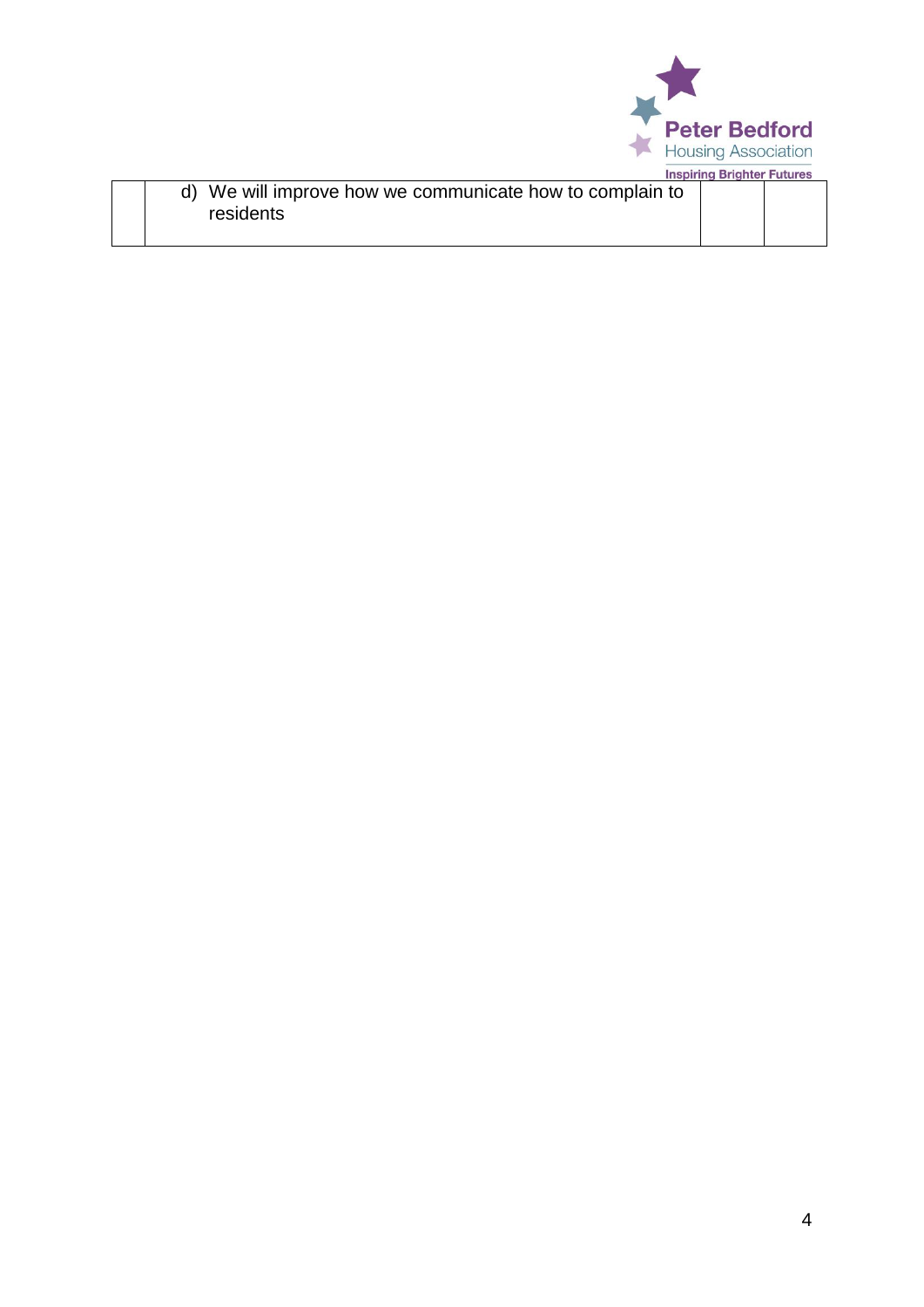| | | | |
|---|---|---|---|
| | d) We will improve how we communicate how to complain to residents | | |